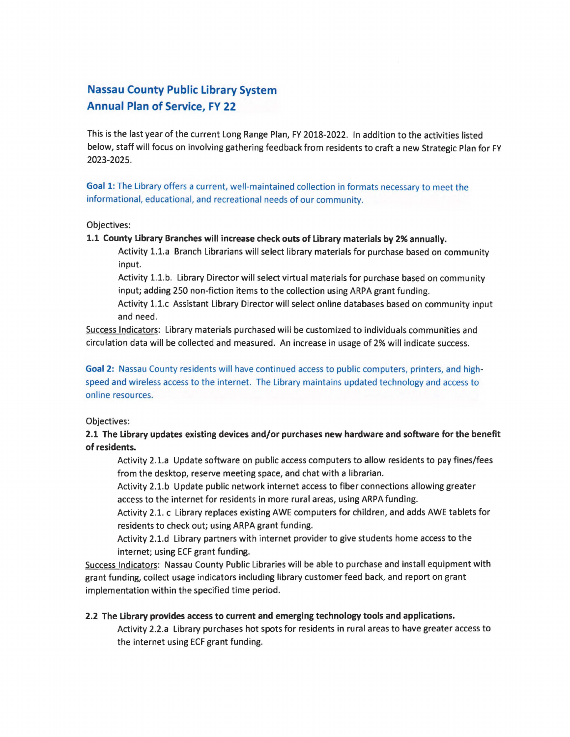# Nassau County Public Library System
# Annual Plan of Service, FY 22

This is the last year of the current Long Range Plan, FY 2018-2022. In addition to the activities listed below, staff will focus on involving gathering feedback from residents to craft a new Strategic Plan for FY 2023-2025.

**Goal 1:** The Library offers a current, well-maintained collection in formats necessary to meet the informational, educational, and recreational needs of our community.

Objectives:

**1.1 County Library Branches will increase check outs of Library materials by 2% annually.**

Activity 1.1.a Branch Librarians will select library materials for purchase based on community input.

Activity 1.1.b. Library Director will select virtual materials for purchase based on community input; adding 250 non-fiction items to the collection using ARPA grant funding.

Activity 1.1.c Assistant Library Director will select online databases based on community input and need.

Success Indicators: Library materials purchased will be customized to individuals communities and circulation data will be collected and measured. An increase in usage of 2% will indicate success.

**Goal 2:** Nassau County residents will have continued access to public computers, printers, and high-speed and wireless access to the internet. The Library maintains updated technology and access to online resources.

Objectives:

**2.1 The Library updates existing devices and/or purchases new hardware and software for the benefit of residents.**

Activity 2.1.a Update software on public access computers to allow residents to pay fines/fees from the desktop, reserve meeting space, and chat with a librarian.

Activity 2.1.b Update public network internet access to fiber connections allowing greater access to the internet for residents in more rural areas, using ARPA funding.

Activity 2.1. c Library replaces existing AWE computers for children, and adds AWE tablets for residents to check out; using ARPA grant funding.

Activity 2.1.d Library partners with internet provider to give students home access to the internet; using ECF grant funding.

Success Indicators: Nassau County Public Libraries will be able to purchase and install equipment with grant funding, collect usage indicators including library customer feed back, and report on grant implementation within the specified time period.

**2.2 The Library provides access to current and emerging technology tools and applications.**

Activity 2.2.a Library purchases hot spots for residents in rural areas to have greater access to the internet using ECF grant funding.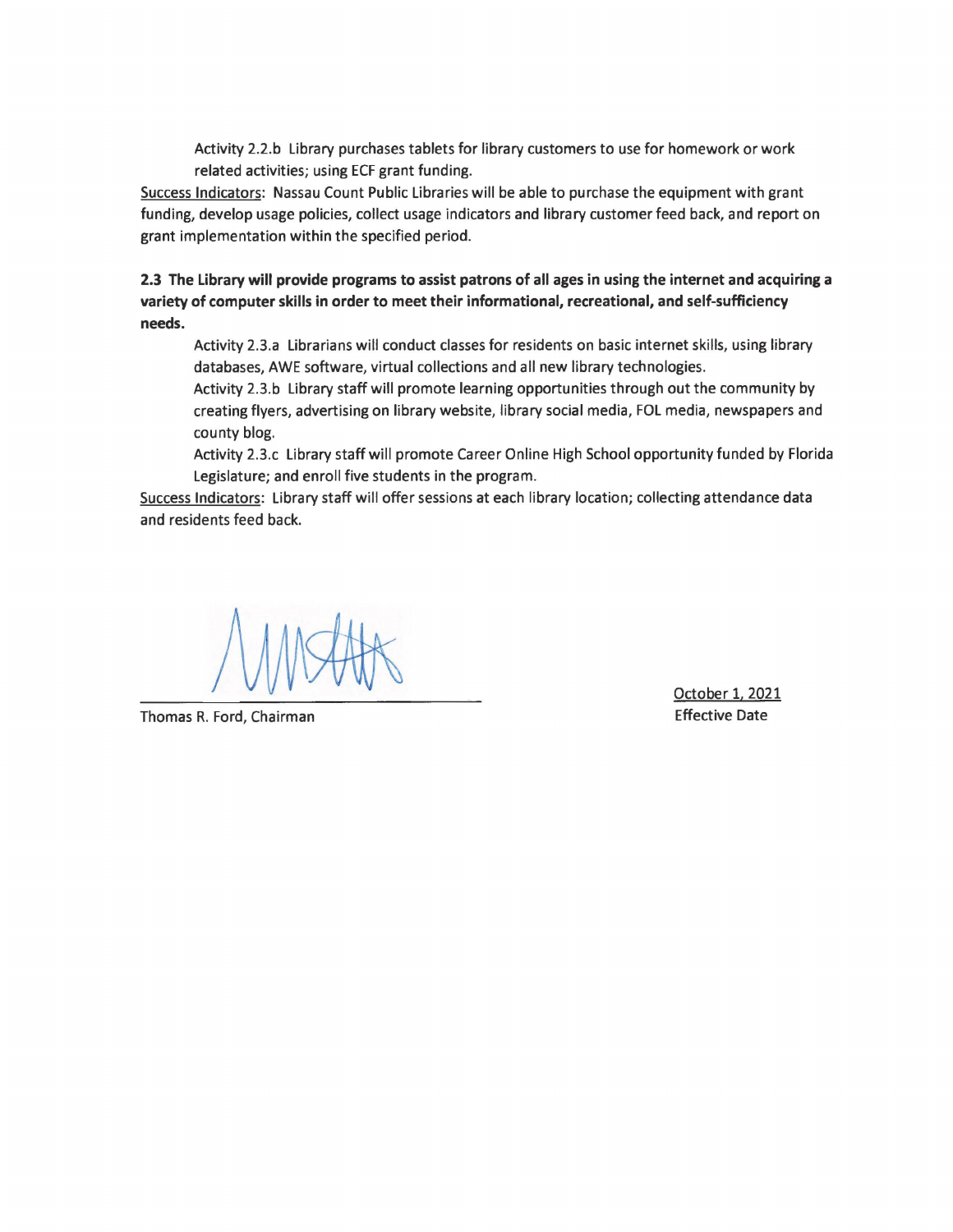Activity 2.2.b Library purchases tablets for library customers to use for homework or work related activities; using ECF grant funding.

Success Indicators: Nassau Count Public Libraries will be able to purchase the equipment with grant funding, develop usage policies, collect usage indicators and library customer feed back, and report on grant implementation within the specified period.

**2.3 The Library will provide programs to assist patrons of all ages in using the internet and acquiring a variety of computer skills in order to meet their informational, recreational, and self-sufficiency needs.**

Activity 2.3.a Librarians will conduct classes for residents on basic internet skills, using library databases, AWE software, virtual collections and all new library technologies.

Activity 2.3.b Library staff will promote learning opportunities through out the community by creating flyers, advertising on library website, library social media, FOL media, newspapers and county blog.

Activity 2.3.c Library staff will promote Career Online High School opportunity funded by Florida Legislature; and enroll five students in the program.

Success Indicators: Library staff will offer sessions at each library location; collecting attendance data and residents feed back.

Thomas R. Ford, Chairman

October 1, 2021
Effective Date